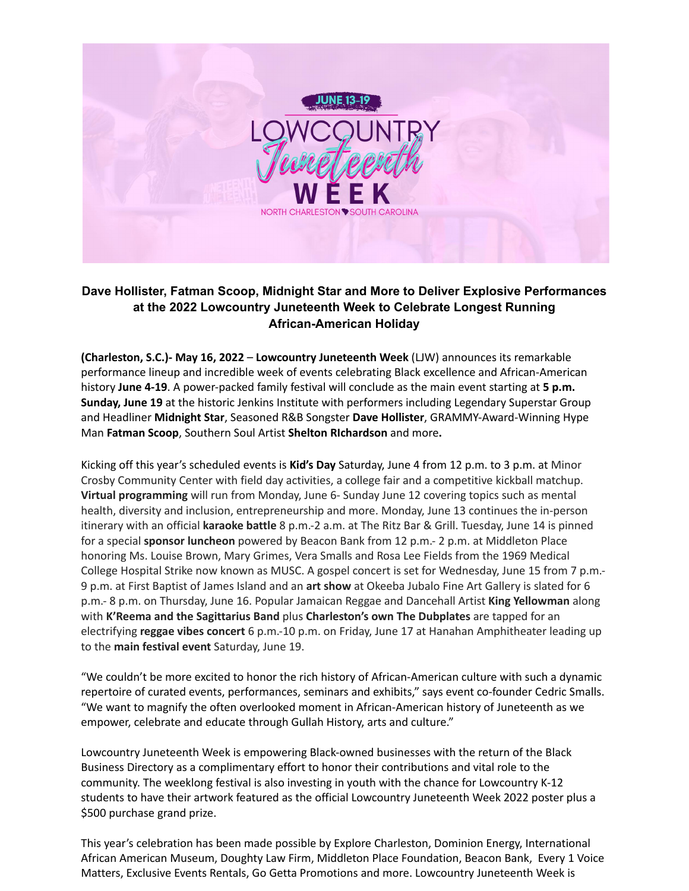## Dave Hollister, Fatman Scoop, Midnight Star and More to Deliver Explosive Performances at the 2022 Lowcountry Juneteenth Week to Celebrate Longest Running African-American Holiday

**(Charleston, S.C.)- May 16, 2022** – **Lowcountry Juneteenth Week** (LJW) announces its remarkable performance lineup and incredible week of events celebrating Black excellence and African-American history **June 4-19**. A power-packed family festival will conclude as the main event starting at **5 p.m. Sunday, June 19** at the historic Jenkins Institute with performers including Legendary Superstar Group and Headliner **Midnight Star**, Seasoned R&B Songster **Dave Hollister**, GRAMMY-Award-Winning Hype Man **Fatman Scoop**, Southern Soul Artist **Shelton RIchardson** and more**.**

Kicking off this year's scheduled events is **Kid's Day** Saturday, June 4 from 12 p.m. to 3 p.m. at Minor Crosby Community Center with field day activities, a college fair and a competitive kickball matchup. **Virtual programming** will run from Monday, June 6- Sunday June 12 covering topics such as mental health, diversity and inclusion, entrepreneurship and more. Monday, June 13 continues the in-person itinerary with an official **karaoke battle** 8 p.m.-2 a.m. at The Ritz Bar & Grill. Tuesday, June 14 is pinned for a special **sponsor luncheon** powered by Beacon Bank from 12 p.m.- 2 p.m. at Middleton Place honoring Ms. Louise Brown, Mary Grimes, Vera Smalls and Rosa Lee Fields from the 1969 Medical College Hospital Strike now known as MUSC. A gospel concert is set for Wednesday, June 15 from 7 p.m.- 9 p.m. at First Baptist of James Island and an **art show** at Okeeba Jubalo Fine Art Gallery is slated for 6 p.m.- 8 p.m. on Thursday, June 16. Popular Jamaican Reggae and Dancehall Artist **King Yellowman** along with **K'Reema and the Sagittarius Band** plus **Charleston's own The Dubplates** are tapped for an electrifying **reggae vibes concert** 6 p.m.-10 p.m. on Friday, June 17 at Hanahan Amphitheater leading up to the **main festival event** Saturday, June 19.

"We couldn't be more excited to honor the rich history of African-American culture with such a dynamic repertoire of curated events, performances, seminars and exhibits," says event co-founder Cedric Smalls. "We want to magnify the often overlooked moment in African-American history of Juneteenth as we empower, celebrate and educate through Gullah History, arts and culture."

Lowcountry Juneteenth Week is empowering Black-owned businesses with the return of the Black Business Directory as a complimentary effort to honor their contributions and vital role to the community. The weeklong festival is also investing in youth with the chance for Lowcountry K-12 students to have their artwork featured as the official Lowcountry Juneteenth Week 2022 poster plus a $500 purchase grand prize.

This year's celebration has been made possible by Explore Charleston, Dominion Energy, International African American Museum, Doughty Law Firm, Middleton Place Foundation, Beacon Bank, Every 1 Voice Matters, Exclusive Events Rentals, Go Getta Promotions and more. Lowcountry Juneteenth Week is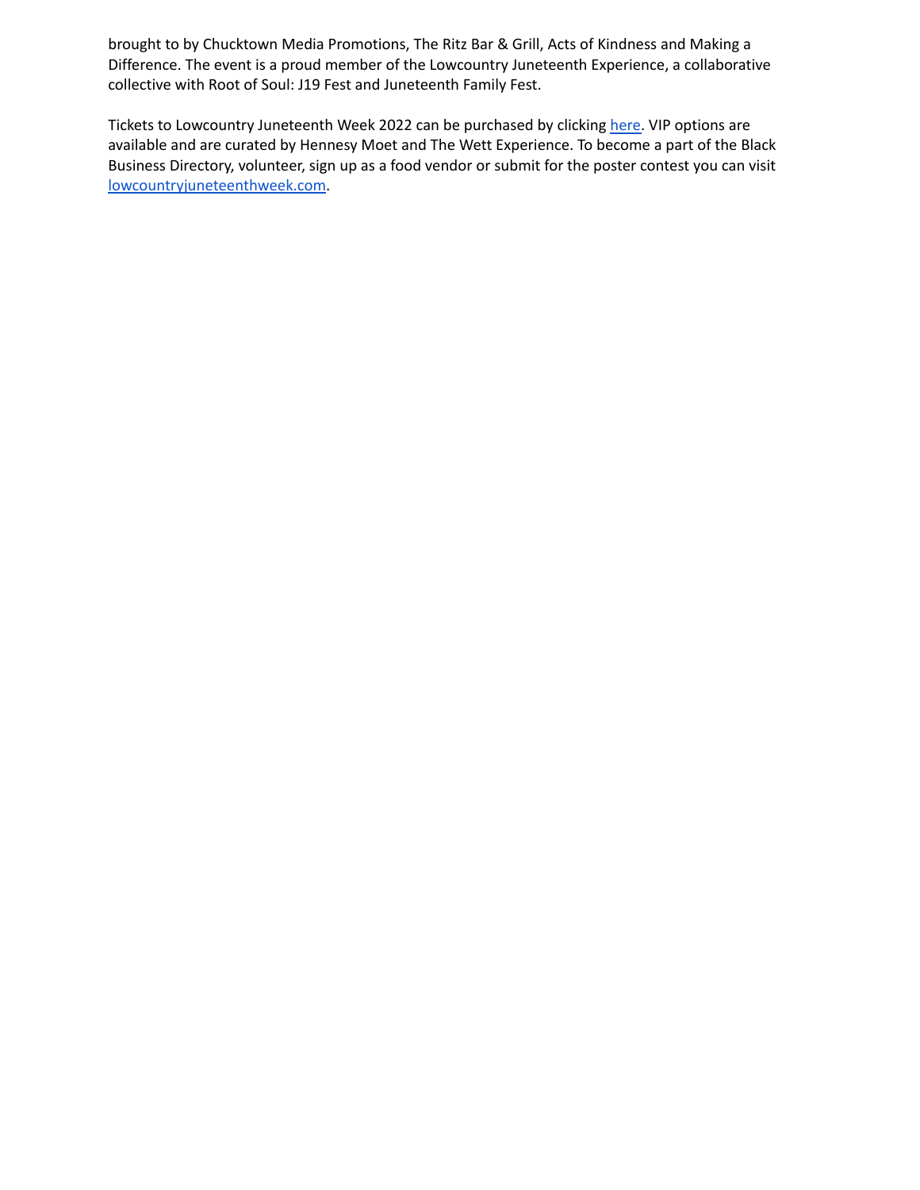brought to by Chucktown Media Promotions, The Ritz Bar & Grill, Acts of Kindness and Making a Difference. The event is a proud member of the Lowcountry Juneteenth Experience, a collaborative collective with Root of Soul: J19 Fest and Juneteenth Family Fest.

Tickets to Lowcountry Juneteenth Week 2022 can be purchased by clicking here. VIP options are available and are curated by Hennesy Moet and The Wett Experience. To become a part of the Black Business Directory, volunteer, sign up as a food vendor or submit for the poster contest you can visit lowcountryjuneteenthweek.com.